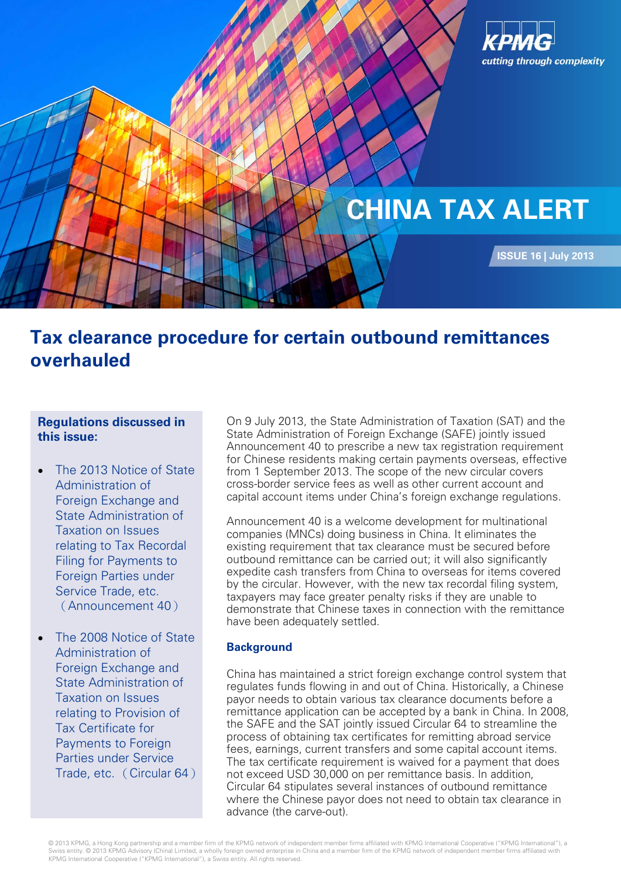# CHINA TAX ALERT

ISSUE 16 | July 2013

## Tax clearance procedure for certain outbound remittances overhauled

**Regulations discussed in this issue:**

- The 2013 Notice of State Administration of Foreign Exchange and State Administration of Taxation on Issues relating to Tax Recordal Filing for Payments to Foreign Parties under Service Trade, etc. （Announcement 40）
- The 2008 Notice of State Administration of Foreign Exchange and State Administration of Taxation on Issues relating to Provision of Tax Certificate for Payments to Foreign Parties under Service Trade, etc. （Circular 64）

On 9 July 2013, the State Administration of Taxation (SAT) and the State Administration of Foreign Exchange (SAFE) jointly issued Announcement 40 to prescribe a new tax registration requirement for Chinese residents making certain payments overseas, effective from 1 September 2013. The scope of the new circular covers cross-border service fees as well as other current account and capital account items under China's foreign exchange regulations.

Announcement 40 is a welcome development for multinational companies (MNCs) doing business in China. It eliminates the existing requirement that tax clearance must be secured before outbound remittance can be carried out; it will also significantly expedite cash transfers from China to overseas for items covered by the circular. However, with the new tax recordal filing system, taxpayers may face greater penalty risks if they are unable to demonstrate that Chinese taxes in connection with the remittance have been adequately settled.

### Background

China has maintained a strict foreign exchange control system that regulates funds flowing in and out of China. Historically, a Chinese payor needs to obtain various tax clearance documents before a remittance application can be accepted by a bank in China. In 2008, the SAFE and the SAT jointly issued Circular 64 to streamline the process of obtaining tax certificates for remitting abroad service fees, earnings, current transfers and some capital account items. The tax certificate requirement is waived for a payment that does not exceed USD 30,000 on per remittance basis. In addition, Circular 64 stipulates several instances of outbound remittance where the Chinese payor does not need to obtain tax clearance in advance (the carve-out).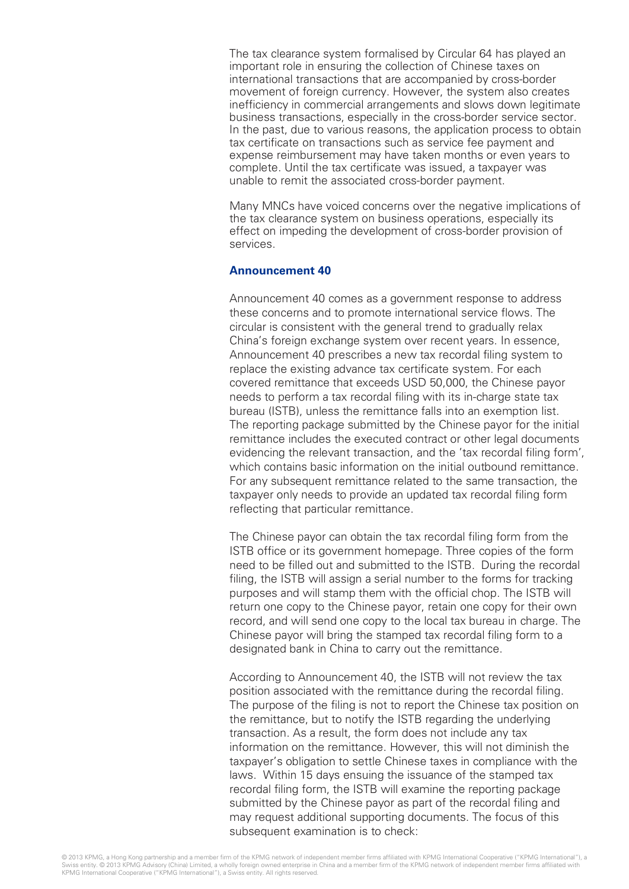The tax clearance system formalised by Circular 64 has played an important role in ensuring the collection of Chinese taxes on international transactions that are accompanied by cross-border movement of foreign currency. However, the system also creates inefficiency in commercial arrangements and slows down legitimate business transactions, especially in the cross-border service sector. In the past, due to various reasons, the application process to obtain tax certificate on transactions such as service fee payment and expense reimbursement may have taken months or even years to complete. Until the tax certificate was issued, a taxpayer was unable to remit the associated cross-border payment.

Many MNCs have voiced concerns over the negative implications of the tax clearance system on business operations, especially its effect on impeding the development of cross-border provision of services.

**Announcement 40**

Announcement 40 comes as a government response to address these concerns and to promote international service flows. The circular is consistent with the general trend to gradually relax China's foreign exchange system over recent years. In essence, Announcement 40 prescribes a new tax recordal filing system to replace the existing advance tax certificate system. For each covered remittance that exceeds USD 50,000, the Chinese payor needs to perform a tax recordal filing with its in-charge state tax bureau (ISTB), unless the remittance falls into an exemption list. The reporting package submitted by the Chinese payor for the initial remittance includes the executed contract or other legal documents evidencing the relevant transaction, and the 'tax recordal filing form', which contains basic information on the initial outbound remittance. For any subsequent remittance related to the same transaction, the taxpayer only needs to provide an updated tax recordal filing form reflecting that particular remittance.

The Chinese payor can obtain the tax recordal filing form from the ISTB office or its government homepage. Three copies of the form need to be filled out and submitted to the ISTB. During the recordal filing, the ISTB will assign a serial number to the forms for tracking purposes and will stamp them with the official chop. The ISTB will return one copy to the Chinese payor, retain one copy for their own record, and will send one copy to the local tax bureau in charge. The Chinese payor will bring the stamped tax recordal filing form to a designated bank in China to carry out the remittance.

According to Announcement 40, the ISTB will not review the tax position associated with the remittance during the recordal filing. The purpose of the filing is not to report the Chinese tax position on the remittance, but to notify the ISTB regarding the underlying transaction. As a result, the form does not include any tax information on the remittance. However, this will not diminish the taxpayer's obligation to settle Chinese taxes in compliance with the laws. Within 15 days ensuing the issuance of the stamped tax recordal filing form, the ISTB will examine the reporting package submitted by the Chinese payor as part of the recordal filing and may request additional supporting documents. The focus of this subsequent examination is to check: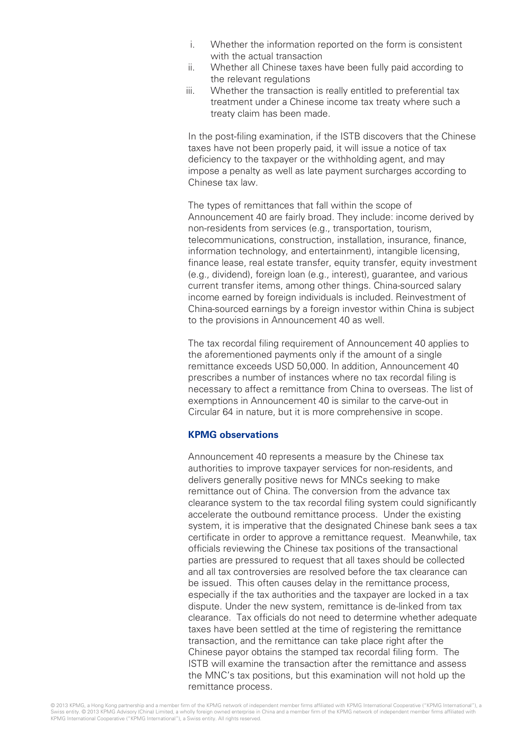i. Whether the information reported on the form is consistent with the actual transaction
ii. Whether all Chinese taxes have been fully paid according to the relevant regulations
iii. Whether the transaction is really entitled to preferential tax treatment under a Chinese income tax treaty where such a treaty claim has been made.

In the post-filing examination, if the ISTB discovers that the Chinese taxes have not been properly paid, it will issue a notice of tax deficiency to the taxpayer or the withholding agent, and may impose a penalty as well as late payment surcharges according to Chinese tax law.

The types of remittances that fall within the scope of Announcement 40 are fairly broad. They include: income derived by non-residents from services (e.g., transportation, tourism, telecommunications, construction, installation, insurance, finance, information technology, and entertainment), intangible licensing, finance lease, real estate transfer, equity transfer, equity investment (e.g., dividend), foreign loan (e.g., interest), guarantee, and various current transfer items, among other things. China-sourced salary income earned by foreign individuals is included. Reinvestment of China-sourced earnings by a foreign investor within China is subject to the provisions in Announcement 40 as well.

The tax recordal filing requirement of Announcement 40 applies to the aforementioned payments only if the amount of a single remittance exceeds USD 50,000. In addition, Announcement 40 prescribes a number of instances where no tax recordal filing is necessary to affect a remittance from China to overseas. The list of exemptions in Announcement 40 is similar to the carve-out in Circular 64 in nature, but it is more comprehensive in scope.

### KPMG observations

Announcement 40 represents a measure by the Chinese tax authorities to improve taxpayer services for non-residents, and delivers generally positive news for MNCs seeking to make remittance out of China. The conversion from the advance tax clearance system to the tax recordal filing system could significantly accelerate the outbound remittance process. Under the existing system, it is imperative that the designated Chinese bank sees a tax certificate in order to approve a remittance request. Meanwhile, tax officials reviewing the Chinese tax positions of the transactional parties are pressured to request that all taxes should be collected and all tax controversies are resolved before the tax clearance can be issued. This often causes delay in the remittance process, especially if the tax authorities and the taxpayer are locked in a tax dispute. Under the new system, remittance is de-linked from tax clearance. Tax officials do not need to determine whether adequate taxes have been settled at the time of registering the remittance transaction, and the remittance can take place right after the Chinese payor obtains the stamped tax recordal filing form. The ISTB will examine the transaction after the remittance and assess the MNC's tax positions, but this examination will not hold up the remittance process.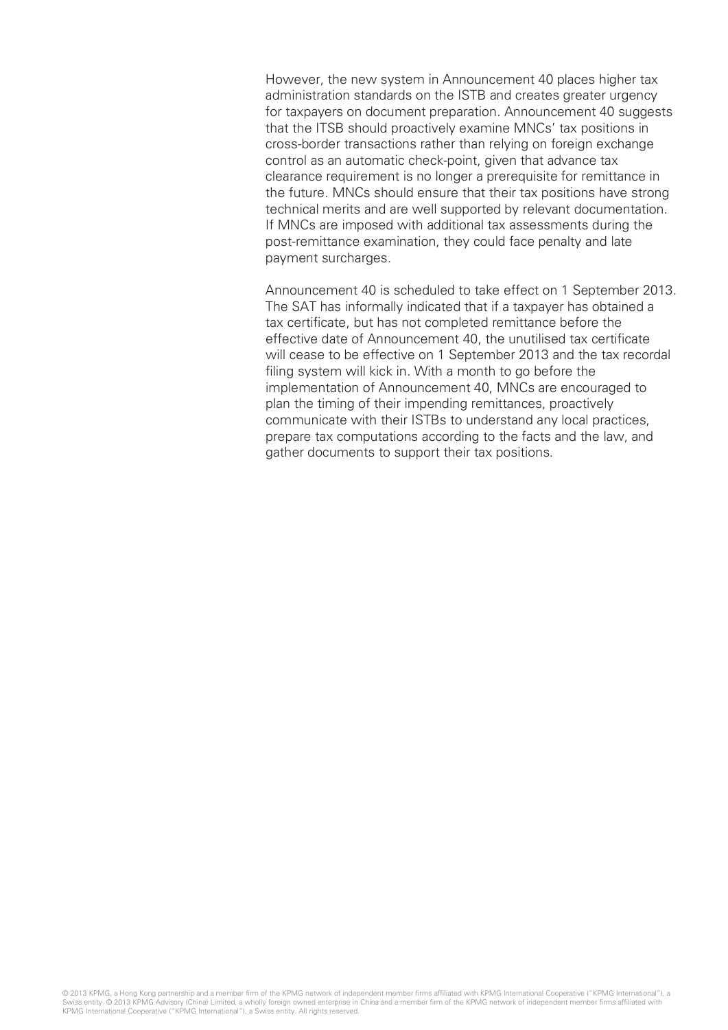However, the new system in Announcement 40 places higher tax administration standards on the ISTB and creates greater urgency for taxpayers on document preparation. Announcement 40 suggests that the ITSB should proactively examine MNCs' tax positions in cross-border transactions rather than relying on foreign exchange control as an automatic check-point, given that advance tax clearance requirement is no longer a prerequisite for remittance in the future. MNCs should ensure that their tax positions have strong technical merits and are well supported by relevant documentation. If MNCs are imposed with additional tax assessments during the post-remittance examination, they could face penalty and late payment surcharges.

Announcement 40 is scheduled to take effect on 1 September 2013. The SAT has informally indicated that if a taxpayer has obtained a tax certificate, but has not completed remittance before the effective date of Announcement 40, the unutilised tax certificate will cease to be effective on 1 September 2013 and the tax recordal filing system will kick in. With a month to go before the implementation of Announcement 40, MNCs are encouraged to plan the timing of their impending remittances, proactively communicate with their ISTBs to understand any local practices, prepare tax computations according to the facts and the law, and gather documents to support their tax positions.

© 2013 KPMG, a Hong Kong partnership and a member firm of the KPMG network of independent member firms affiliated with KPMG International Cooperative ("KPMG International"), a Swiss entity. © 2013 KPMG Advisory (China) Limited, a wholly foreign owned enterprise in China and a member firm of the KPMG network of independent member firms affiliated with KPMG International Cooperative ("KPMG International"), a Swiss entity. All rights reserved.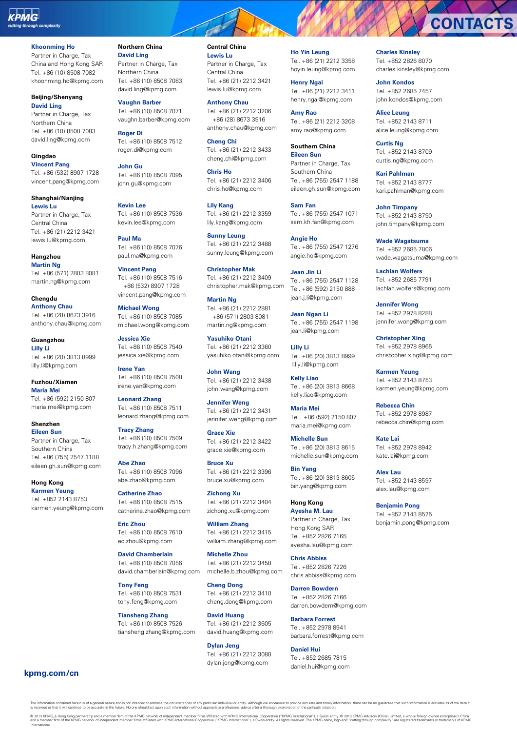# CONTACTS

**Khoonming Ho**
Partner in Charge, Tax
China and Hong Kong SAR
Tel. +86 (10) 8508 7082
khoonming.ho@kpmg.com

**Beijing/Shenyang**
**David Ling**
Partner in Charge, Tax
Northern China
Tel. +86 (10) 8508 7083
david.ling@kpmg.com

**Qingdao**
**Vincent Pang**
Tel. +86 (532) 8907 1728
vincent.pang@kpmg.com

**Shanghai/Nanjing**
**Lewis Lu**
Partner in Charge, Tax
Central China
Tel. +86 (21) 2212 3421
lewis.lu@kpmg.com

**Hangzhou**
**Martin Ng**
Tel. +86 (571) 2803 8081
martin.ng@kpmg.com

**Chengdu**
**Anthony Chau**
Tel. +86 (28) 8673 3916
anthony.chau@kpmg.com

**Guangzhou**
**Lilly Li**
Tel. +86 (20) 3813 8999
lilly.li@kpmg.com

**Fuzhou/Xiamen**
**Maria Mei**
Tel. +86 (592) 2150 807
maria.mei@kpmg.com

**Shenzhen**
**Eileen Sun**
Partner in Charge, Tax
Southern China
Tel. +86 (755) 2547 1188
eileen.gh.sun@kpmg.com

**Hong Kong**
**Karmen Yeung**
Tel. +852 2143 8753
karmen.yeung@kpmg.com

## Northern China

**David Ling**
Partner in Charge, Tax
Northern China
Tel. +86 (10) 8508 7083
david.ling@kpmg.com

**Vaughn Barber**
Tel. +86 (10) 8508 7071
vaughn.barber@kpmg.com

**Roger Di**
Tel. +86 (10) 8508 7512
roger.di@kpmg.com

**John Gu**
Tel. +86 (10) 8508 7095
john.gu@kpmg.com

**Kevin Lee**
Tel. +86 (10) 8508 7536
kevin.lee@kpmg.com

**Paul Ma**
Tel. +86 (10) 8508 7076
paul.ma@kpmg.com

**Vincent Pang**
Tel. +86 (10) 8508 7516
+86 (532) 8907 1728
vincent.pang@kpmg.com

**Michael Wong**
Tel. +86 (10) 8508 7085
michael.wong@kpmg.com

**Jessica Xie**
Tel. +86 (10) 8508 7540
jessica.xie@kpmg.com

**Irene Yan**
Tel. +86 (10) 8508 7508
irene.yan@kpmg.com

**Leonard Zhang**
Tel. +86 (10) 8508 7511
leonard.zhang@kpmg.com

**Tracy Zhang**
Tel. +86 (10) 8508 7509
tracy.h.zhang@kpmg.com

**Abe Zhao**
Tel. +86 (10) 8508 7096
abe.zhao@kpmg.com

**Catherine Zhao**
Tel. +86 (10) 8508 7515
catherine.zhao@kpmg.com

**Eric Zhou**
Tel. +86 (10) 8508 7610
ec.zhou@kpmg.com

**David Chamberlain**
Tel. +86 (10) 8508 7056
david.chamberlain@kpmg.com

**Tony Feng**
Tel. +86 (10) 8508 7531
tony.feng@kpmg.com

**Tiansheng Zhang**
Tel. +86 (10) 8508 7526
tiansheng.zhang@kpmg.com

## Central China

**Lewis Lu**
Partner in Charge, Tax
Central China
Tel. +86 (21) 2212 3421
lewis.lu@kpmg.com

**Anthony Chau**
Tel. +86 (21) 2212 3206
+86 (28) 8673 3916
anthony.chau@kpmg.com

**Cheng Chi**
Tel. +86 (21) 2212 3433
cheng.chi@kpmg.com

**Chris Ho**
Tel. +86 (21) 2212 3406
chris.ho@kpmg.com

**Lily Kang**
Tel. +86 (21) 2212 3359
lily.kang@kpmg.com

**Sunny Leung**
Tel. +86 (21) 2212 3488
sunny.leung@kpmg.com

**Christopher Mak**
Tel. +86 (21) 2212 3409
christopher.mak@kpmg.com

**Martin Ng**
Tel. +86 (21) 2212 2881
+86 (571) 2803 8081
martin.ng@kpmg.com

**Yasuhiko Otani**
Tel. +86 (21) 2212 3360
yasuhiko.otani@kpmg.com

**John Wang**
Tel. +86 (21) 2212 3438
john.wang@kpmg.com

**Jennifer Weng**
Tel. +86 (21) 2212 3431
jennifer.weng@kpmg.com

**Grace Xie**
Tel. +86 (21) 2212 3422
grace.xie@kpmg.com

**Bruce Xu**
Tel. +86 (21) 2212 3396
bruce.xu@kpmg.com

**Zichong Xu**
Tel. +86 (21) 2212 3404
zichong.xu@kpmg.com

**William Zhang**
Tel. +86 (21) 2212 3415
william.zhang@kpmg.com

**Michelle Zhou**
Tel. +86 (21) 2212 3458
michelle.b.zhou@kpmg.com

**Cheng Dong**
Tel. +86 (21) 2212 3410
cheng.dong@kpmg.com

**David Huang**
Tel. +86 (21) 2212 3605
david.huang@kpmg.com

**Dylan Jeng**
Tel. +86 (21) 2212 3080
dylan.jeng@kpmg.com

**Ho Yin Leung**
Tel. +86 (21) 2212 3358
hoyin.leung@kpmg.com

**Henry Ngai**
Tel. +86 (21) 2212 3411
henry.ngai@kpmg.com

**Amy Rao**
Tel. +86 (21) 2212 3208
amy.rao@kpmg.com

## Southern China

**Eileen Sun**
Partner in Charge, Tax
Southern China
Tel. +86 (755) 2547 1188
eileen.gh.sun@kpmg.com

**Sam Fan**
Tel. +86 (755) 2547 1071
sam.kh.fan@kpmg.com

**Angie Ho**
Tel. +86 (755) 2547 1276
angie.ho@kpmg.com

**Jean Jin Li**
Tel. +86 (755) 2547 1128
+86 (592) 2150 888
jean.j.li@kpmg.com

**Jean Ngan Li**
Tel. +86 (755) 2547 1198
jean.li@kpmg.com

**Lilly Li**
Tel. +86 (20) 3813 8999
lilly.li@kpmg.com

**Kelly Liao**
Tel. +86 (20) 3813 8668
kelly.liao@kpmg.com

**Maria Mei**
Tel. +86 (592) 2150 807
maria.mei@kpmg.com

**Michelle Sun**
Tel. +86 (20) 3813 8615
michelle.sun@kpmg.com

**Bin Yang**
Tel. +86 (20) 3813 8605
bin.yang@kpmg.com

## Hong Kong

**Ayesha M. Lau**
Partner in Charge, Tax
Hong Kong SAR
Tel. +852 2826 7165
ayesha.lau@kpmg.com

**Chris Abbiss**
Tel. +852 2826 7226
chris.abbiss@kpmg.com

**Darren Bowdern**
Tel. +852 2826 7166
darren.bowdern@kpmg.com

**Barbara Forrest**
Tel. +852 2978 8941
barbara.forrest@kpmg.com

**Daniel Hui**
Tel. +852 2685 7815
daniel.hui@kpmg.com

**Charles Kinsley**
Tel. +852 2826 8070
charles.kinsley@kpmg.com

**John Kondos**
Tel. +852 2685 7457
john.kondos@kpmg.com

**Alice Leung**
Tel. +852 2143 8711
alice.leung@kpmg.com

**Curtis Ng**
Tel. +852 2143 8709
curtis.ng@kpmg.com

**Kari Pahlman**
Tel. +852 2143 8777
kari.pahlman@kpmg.com

**John Timpany**
Tel. +852 2143 8790
john.timpany@kpmg.com

**Wade Wagatsuma**
Tel. +852 2685 7806
wade.wagatsuma@kpmg.com

**Lachlan Wolfers**
Tel. +852 2685 7791
lachlan.wolfers@kpmg.com

**Jennifer Wong**
Tel. +852 2978 8288
jennifer.wong@kpmg.com

**Christopher Xing**
Tel. +852 2978 8965
christopher.xing@kpmg.com

**Karmen Yeung**
Tel. +852 2143 8753
karmen.yeung@kpmg.com

**Rebecca Chin**
Tel. +852 2978 8987
rebecca.chin@kpmg.com

**Kate Lai**
Tel. +852 2978 8942
kate.lai@kpmg.com

**Alex Lau**
Tel. +852 2143 8597
alex.lau@kpmg.com

**Benjamin Pong**
Tel. +852 2143 8525
benjamin.pong@kpmg.com

**kpmg.com/cn**

The information contained herein is of a general nature and is not intended to address the circumstances of any particular individual or entity. Although we endeavour to provide accurate and timely information, there can be no guarantee that such information is accurate as of the date it is received or that it will continue to be accurate in the future. No one should act upon such information without appropriate professional advice after a thorough examination of the particular situation.

© 2013 KPMG, a Hong Kong partnership and a member firm of the KPMG network of independent member firms affiliated with KPMG International Cooperative ("KPMG International"), a Swiss entity. © 2013 KPMG Advisory (China) Limited, a wholly foreign owned enterprise in China and a member firm of the KPMG network of independent member firms affiliated with KPMG International Cooperative ("KPMG International"), a Swiss entity. All rights reserved. The KPMG name, logo and "cutting through complexity" are registered trademarks or trademarks of KPMG International.